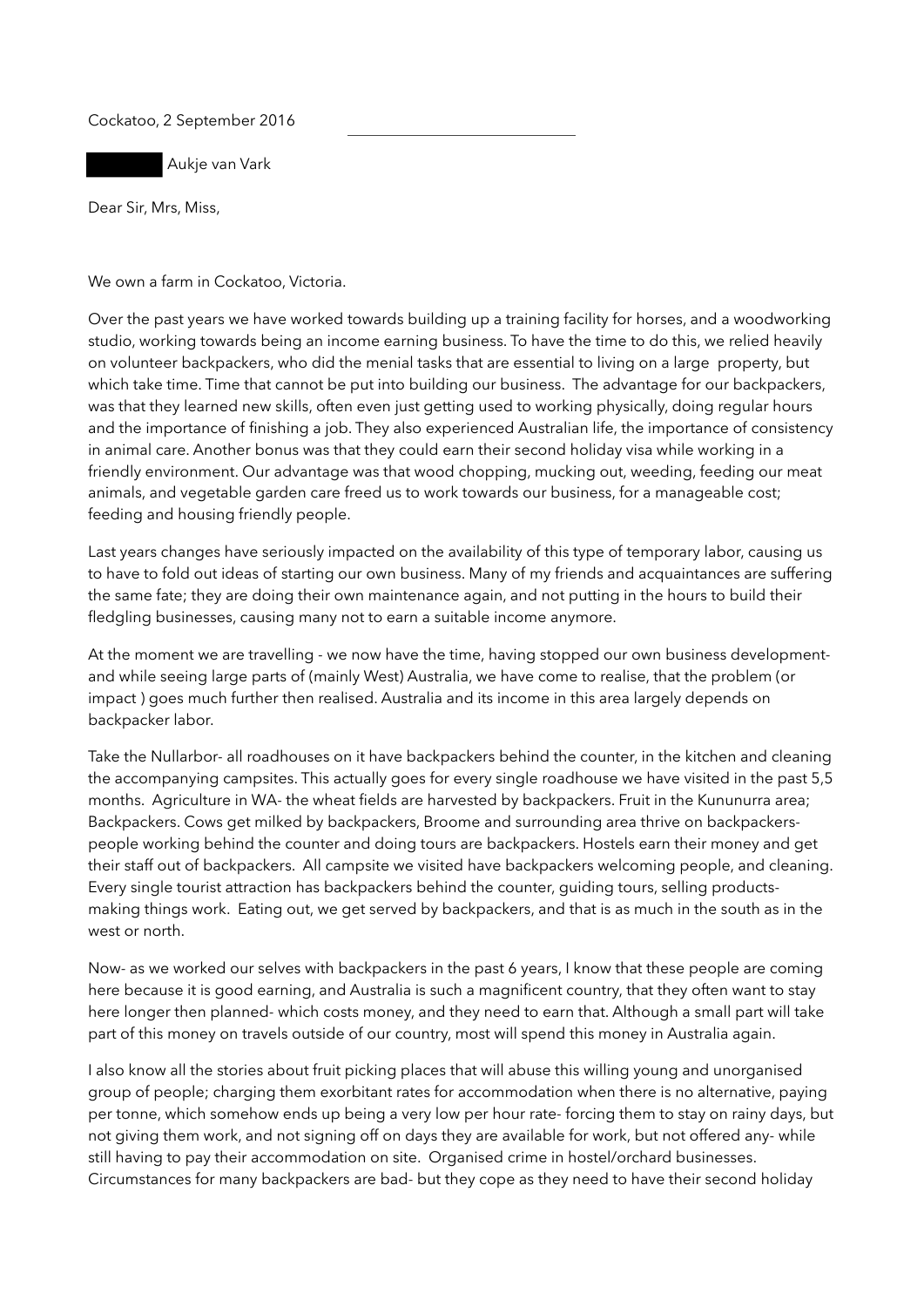Cockatoo, 2 September 2016

Aukje van Vark

Dear Sir, Mrs, Miss,

We own a farm in Cockatoo, Victoria.

Over the past years we have worked towards building up a training facility for horses, and a woodworking studio, working towards being an income earning business. To have the time to do this, we relied heavily on volunteer backpackers, who did the menial tasks that are essential to living on a large property, but which take time. Time that cannot be put into building our business. The advantage for our backpackers, was that they learned new skills, often even just getting used to working physically, doing regular hours and the importance of finishing a job. They also experienced Australian life, the importance of consistency in animal care. Another bonus was that they could earn their second holiday visa while working in a friendly environment. Our advantage was that wood chopping, mucking out, weeding, feeding our meat animals, and vegetable garden care freed us to work towards our business, for a manageable cost; feeding and housing friendly people.

Last years changes have seriously impacted on the availability of this type of temporary labor, causing us to have to fold out ideas of starting our own business. Many of my friends and acquaintances are suffering the same fate; they are doing their own maintenance again, and not putting in the hours to build their fledgling businesses, causing many not to earn a suitable income anymore.

At the moment we are travelling - we now have the time, having stopped our own business development- and while seeing large parts of (mainly West) Australia, we have come to realise, that the problem (or impact ) goes much further then realised. Australia and its income in this area largely depends on backpacker labor.

Take the Nullarbor- all roadhouses on it have backpackers behind the counter, in the kitchen and cleaning the accompanying campsites. This actually goes for every single roadhouse we have visited in the past 5,5 months. Agriculture in WA- the wheat fields are harvested by backpackers. Fruit in the Kununurra area; Backpackers. Cows get milked by backpackers, Broome and surrounding area thrive on backpackers- people working behind the counter and doing tours are backpackers. Hostels earn their money and get their staff out of backpackers. All campsite we visited have backpackers welcoming people, and cleaning. Every single tourist attraction has backpackers behind the counter, guiding tours, selling products- making things work. Eating out, we get served by backpackers, and that is as much in the south as in the west or north.

Now- as we worked our selves with backpackers in the past 6 years, I know that these people are coming here because it is good earning, and Australia is such a magnificent country, that they often want to stay here longer then planned- which costs money, and they need to earn that. Although a small part will take part of this money on travels outside of our country, most will spend this money in Australia again.

I also know all the stories about fruit picking places that will abuse this willing young and unorganised group of people; charging them exorbitant rates for accommodation when there is no alternative, paying per tonne, which somehow ends up being a very low per hour rate- forcing them to stay on rainy days, but not giving them work, and not signing off on days they are available for work, but not offered any- while still having to pay their accommodation on site. Organised crime in hostel/orchard businesses. Circumstances for many backpackers are bad- but they cope as they need to have their second holiday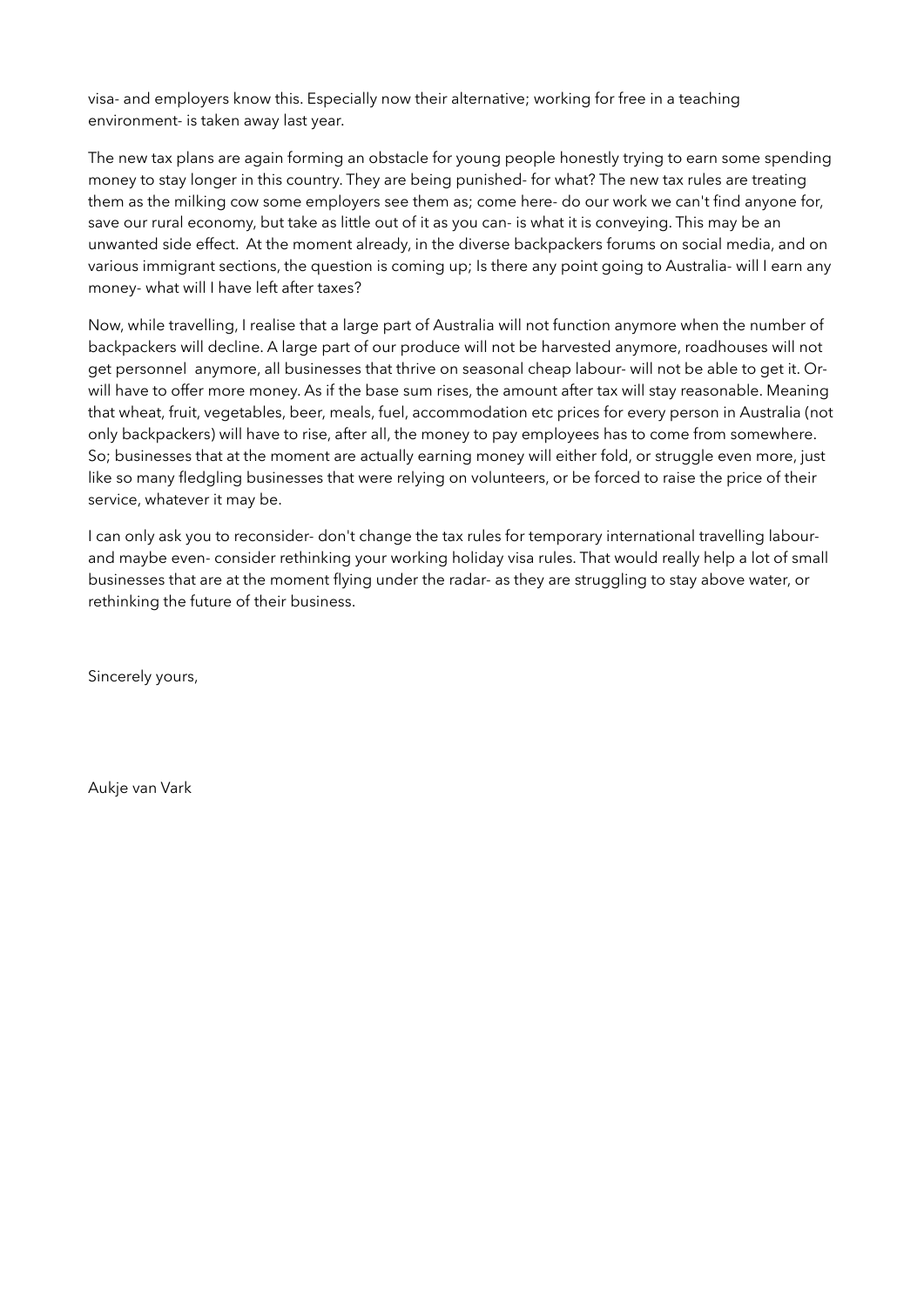visa- and employers know this. Especially now their alternative; working for free in a teaching environment- is taken away last year.

The new tax plans are again forming an obstacle for young people honestly trying to earn some spending money to stay longer in this country. They are being punished- for what? The new tax rules are treating them as the milking cow some employers see them as; come here- do our work we can't find anyone for, save our rural economy, but take as little out of it as you can- is what it is conveying. This may be an unwanted side effect. At the moment already, in the diverse backpackers forums on social media, and on various immigrant sections, the question is coming up; Is there any point going to Australia- will I earn any money- what will I have left after taxes?

Now, while travelling, I realise that a large part of Australia will not function anymore when the number of backpackers will decline. A large part of our produce will not be harvested anymore, roadhouses will not get personnel anymore, all businesses that thrive on seasonal cheap labour- will not be able to get it. Or- will have to offer more money. As if the base sum rises, the amount after tax will stay reasonable. Meaning that wheat, fruit, vegetables, beer, meals, fuel, accommodation etc prices for every person in Australia (not only backpackers) will have to rise, after all, the money to pay employees has to come from somewhere. So; businesses that at the moment are actually earning money will either fold, or struggle even more, just like so many fledgling businesses that were relying on volunteers, or be forced to raise the price of their service, whatever it may be.

I can only ask you to reconsider- don't change the tax rules for temporary international travelling labour- and maybe even- consider rethinking your working holiday visa rules. That would really help a lot of small businesses that are at the moment flying under the radar- as they are struggling to stay above water, or rethinking the future of their business.

Sincerely yours,

Aukje van Vark